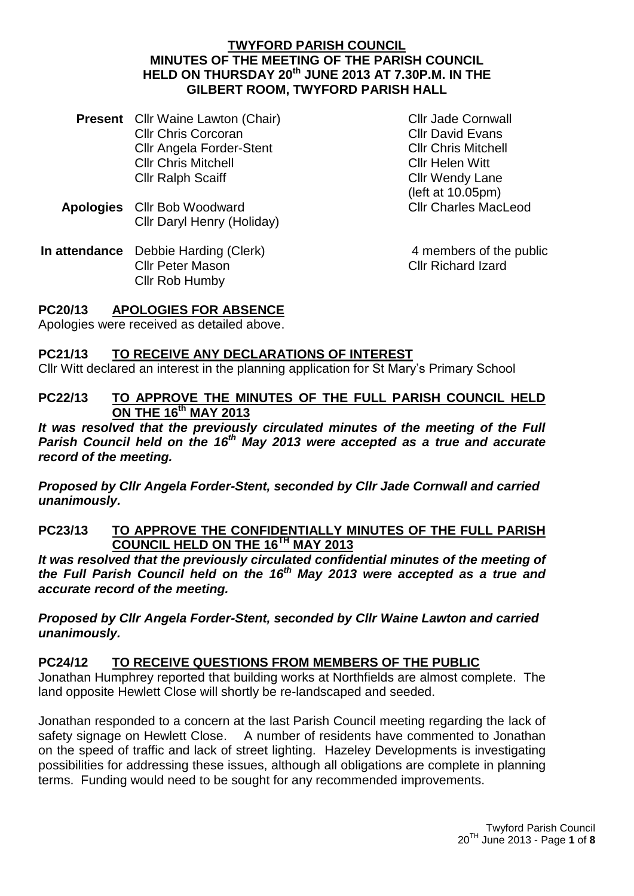**TWYFORD PARISH COUNCIL**
**MINUTES OF THE MEETING OF THE PARISH COUNCIL HELD ON THURSDAY 20th JUNE 2013 AT 7.30P.M. IN THE GILBERT ROOM, TWYFORD PARISH HALL**

| | | |
|---|---|---|
| **Present** | Cllr Waine Lawton (Chair) | Cllr Jade Cornwall |
| | Cllr Chris Corcoran | Cllr David Evans |
| | Cllr Angela Forder-Stent | Cllr Chris Mitchell |
| | Cllr Chris Mitchell | Cllr Helen Witt |
| | Cllr Ralph Scaiff | Cllr Wendy Lane (left at 10.05pm) |
| **Apologies** | Cllr Bob Woodward | Cllr Charles MacLeod |
| | Cllr Daryl Henry (Holiday) | |
| **In attendance** | Debbie Harding (Clerk) | 4 members of the public |
| | Cllr Peter Mason | Cllr Richard Izard |
| | Cllr Rob Humby | |

## PC20/13 APOLOGIES FOR ABSENCE

Apologies were received as detailed above.

## PC21/13 TO RECEIVE ANY DECLARATIONS OF INTEREST

Cllr Witt declared an interest in the planning application for St Mary's Primary School

## PC22/13 TO APPROVE THE MINUTES OF THE FULL PARISH COUNCIL HELD ON THE 16th MAY 2013

***It was resolved that the previously circulated minutes of the meeting of the Full Parish Council held on the 16th May 2013 were accepted as a true and accurate record of the meeting.***

***Proposed by Cllr Angela Forder-Stent, seconded by Cllr Jade Cornwall and carried unanimously.***

## PC23/13 TO APPROVE THE CONFIDENTIALLY MINUTES OF THE FULL PARISH COUNCIL HELD ON THE 16TH MAY 2013

***It was resolved that the previously circulated confidential minutes of the meeting of the Full Parish Council held on the 16th May 2013 were accepted as a true and accurate record of the meeting.***

***Proposed by Cllr Angela Forder-Stent, seconded by Cllr Waine Lawton and carried unanimously.***

## PC24/12 TO RECEIVE QUESTIONS FROM MEMBERS OF THE PUBLIC

Jonathan Humphrey reported that building works at Northfields are almost complete. The land opposite Hewlett Close will shortly be re-landscaped and seeded.

Jonathan responded to a concern at the last Parish Council meeting regarding the lack of safety signage on Hewlett Close. A number of residents have commented to Jonathan on the speed of traffic and lack of street lighting. Hazeley Developments is investigating possibilities for addressing these issues, although all obligations are complete in planning terms. Funding would need to be sought for any recommended improvements.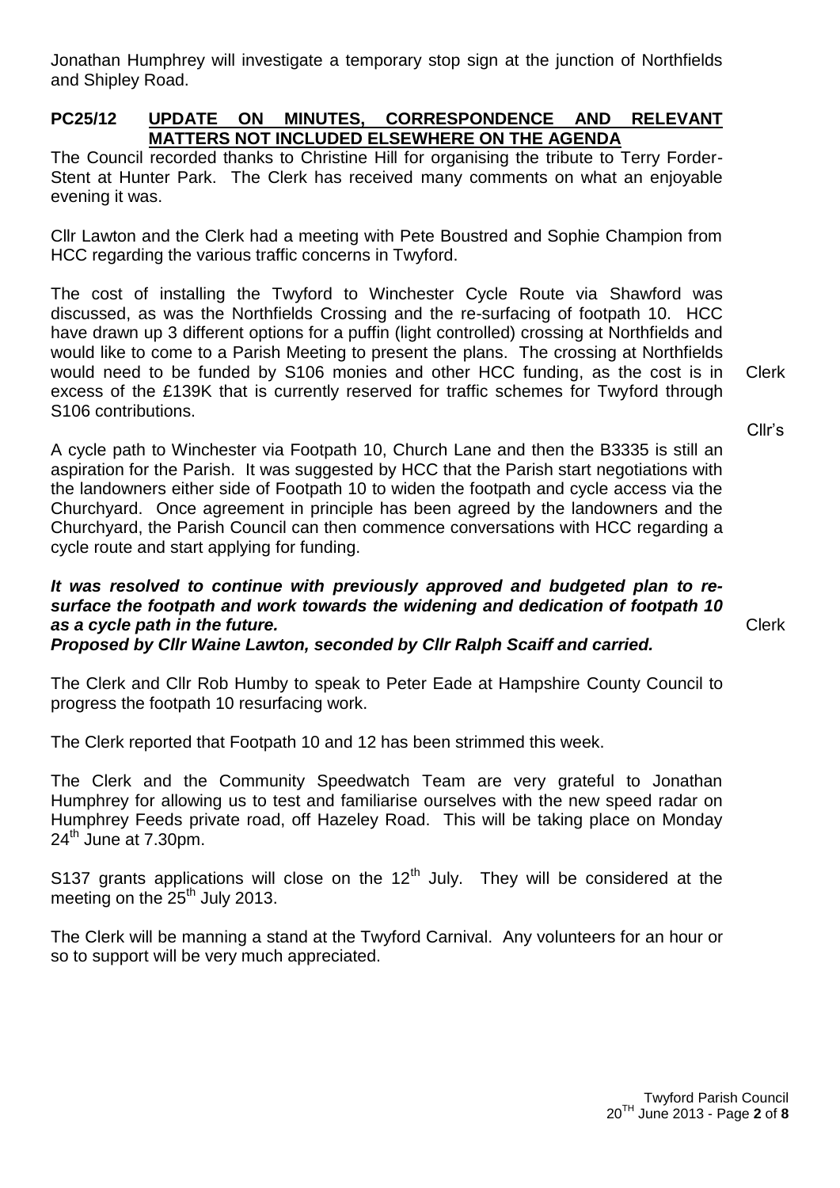Jonathan Humphrey will investigate a temporary stop sign at the junction of Northfields and Shipley Road.

## PC25/12 UPDATE ON MINUTES, CORRESPONDENCE AND RELEVANT MATTERS NOT INCLUDED ELSEWHERE ON THE AGENDA

The Council recorded thanks to Christine Hill for organising the tribute to Terry Forder-Stent at Hunter Park. The Clerk has received many comments on what an enjoyable evening it was.

Cllr Lawton and the Clerk had a meeting with Pete Boustred and Sophie Champion from HCC regarding the various traffic concerns in Twyford.

The cost of installing the Twyford to Winchester Cycle Route via Shawford was discussed, as was the Northfields Crossing and the re-surfacing of footpath 10. HCC have drawn up 3 different options for a puffin (light controlled) crossing at Northfields and would like to come to a Parish Meeting to present the plans. The crossing at Northfields would need to be funded by S106 monies and other HCC funding, as the cost is in excess of the £139K that is currently reserved for traffic schemes for Twyford through S106 contributions. — Clerk

Cllr's

A cycle path to Winchester via Footpath 10, Church Lane and then the B3335 is still an aspiration for the Parish. It was suggested by HCC that the Parish start negotiations with the landowners either side of Footpath 10 to widen the footpath and cycle access via the Churchyard. Once agreement in principle has been agreed by the landowners and the Churchyard, the Parish Council can then commence conversations with HCC regarding a cycle route and start applying for funding.

***It was resolved to continue with previously approved and budgeted plan to re-surface the footpath and work towards the widening and dedication of footpath 10 as a cycle path in the future.*** — Clerk
***Proposed by Cllr Waine Lawton, seconded by Cllr Ralph Scaiff and carried.***

The Clerk and Cllr Rob Humby to speak to Peter Eade at Hampshire County Council to progress the footpath 10 resurfacing work.

The Clerk reported that Footpath 10 and 12 has been strimmed this week.

The Clerk and the Community Speedwatch Team are very grateful to Jonathan Humphrey for allowing us to test and familiarise ourselves with the new speed radar on Humphrey Feeds private road, off Hazeley Road. This will be taking place on Monday 24th June at 7.30pm.

S137 grants applications will close on the 12th July. They will be considered at the meeting on the 25th July 2013.

The Clerk will be manning a stand at the Twyford Carnival. Any volunteers for an hour or so to support will be very much appreciated.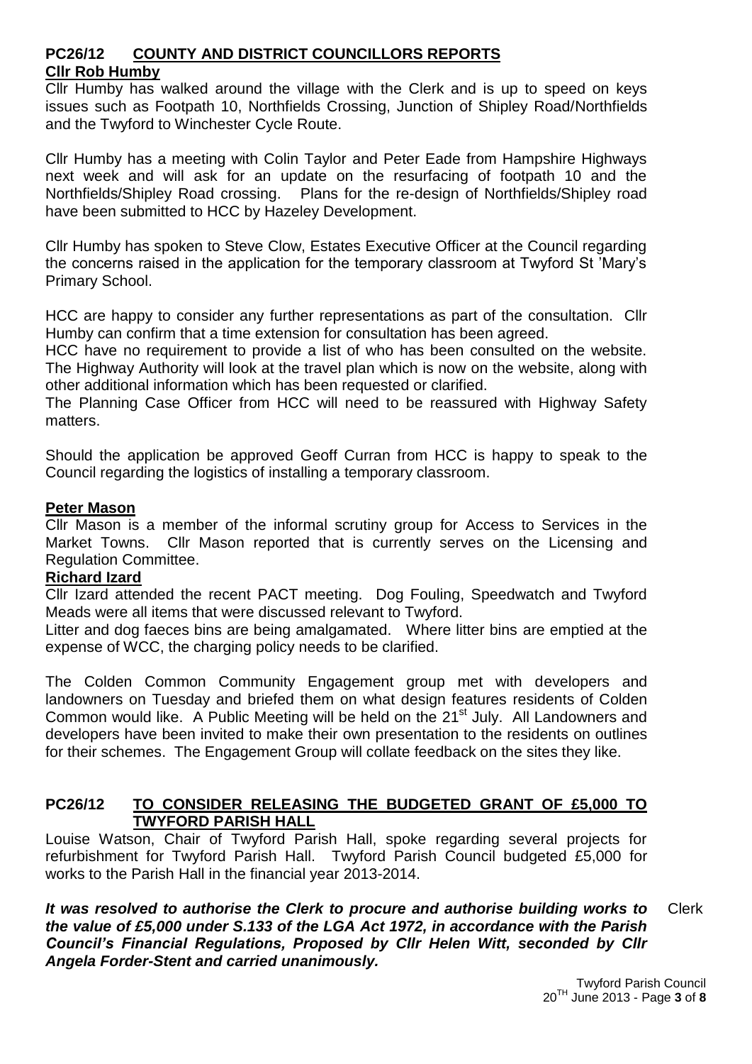## PC26/12 COUNTY AND DISTRICT COUNCILLORS REPORTS

**Cllr Rob Humby**

Cllr Humby has walked around the village with the Clerk and is up to speed on keys issues such as Footpath 10, Northfields Crossing, Junction of Shipley Road/Northfields and the Twyford to Winchester Cycle Route.

Cllr Humby has a meeting with Colin Taylor and Peter Eade from Hampshire Highways next week and will ask for an update on the resurfacing of footpath 10 and the Northfields/Shipley Road crossing. Plans for the re-design of Northfields/Shipley road have been submitted to HCC by Hazeley Development.

Cllr Humby has spoken to Steve Clow, Estates Executive Officer at the Council regarding the concerns raised in the application for the temporary classroom at Twyford St 'Mary's Primary School.

HCC are happy to consider any further representations as part of the consultation. Cllr Humby can confirm that a time extension for consultation has been agreed.

HCC have no requirement to provide a list of who has been consulted on the website. The Highway Authority will look at the travel plan which is now on the website, along with other additional information which has been requested or clarified.

The Planning Case Officer from HCC will need to be reassured with Highway Safety matters.

Should the application be approved Geoff Curran from HCC is happy to speak to the Council regarding the logistics of installing a temporary classroom.

**Peter Mason**

Cllr Mason is a member of the informal scrutiny group for Access to Services in the Market Towns. Cllr Mason reported that is currently serves on the Licensing and Regulation Committee.

**Richard Izard**

Cllr Izard attended the recent PACT meeting. Dog Fouling, Speedwatch and Twyford Meads were all items that were discussed relevant to Twyford.

Litter and dog faeces bins are being amalgamated. Where litter bins are emptied at the expense of WCC, the charging policy needs to be clarified.

The Colden Common Community Engagement group met with developers and landowners on Tuesday and briefed them on what design features residents of Colden Common would like. A Public Meeting will be held on the 21st July. All Landowners and developers have been invited to make their own presentation to the residents on outlines for their schemes. The Engagement Group will collate feedback on the sites they like.

## PC26/12 TO CONSIDER RELEASING THE BUDGETED GRANT OF £5,000 TO TWYFORD PARISH HALL

Louise Watson, Chair of Twyford Parish Hall, spoke regarding several projects for refurbishment for Twyford Parish Hall. Twyford Parish Council budgeted £5,000 for works to the Parish Hall in the financial year 2013-2014.

***It was resolved to authorise the Clerk to procure and authorise building works to the value of £5,000 under S.133 of the LGA Act 1972, in accordance with the Parish Council's Financial Regulations, Proposed by Cllr Helen Witt, seconded by Cllr Angela Forder-Stent and carried unanimously.*** Clerk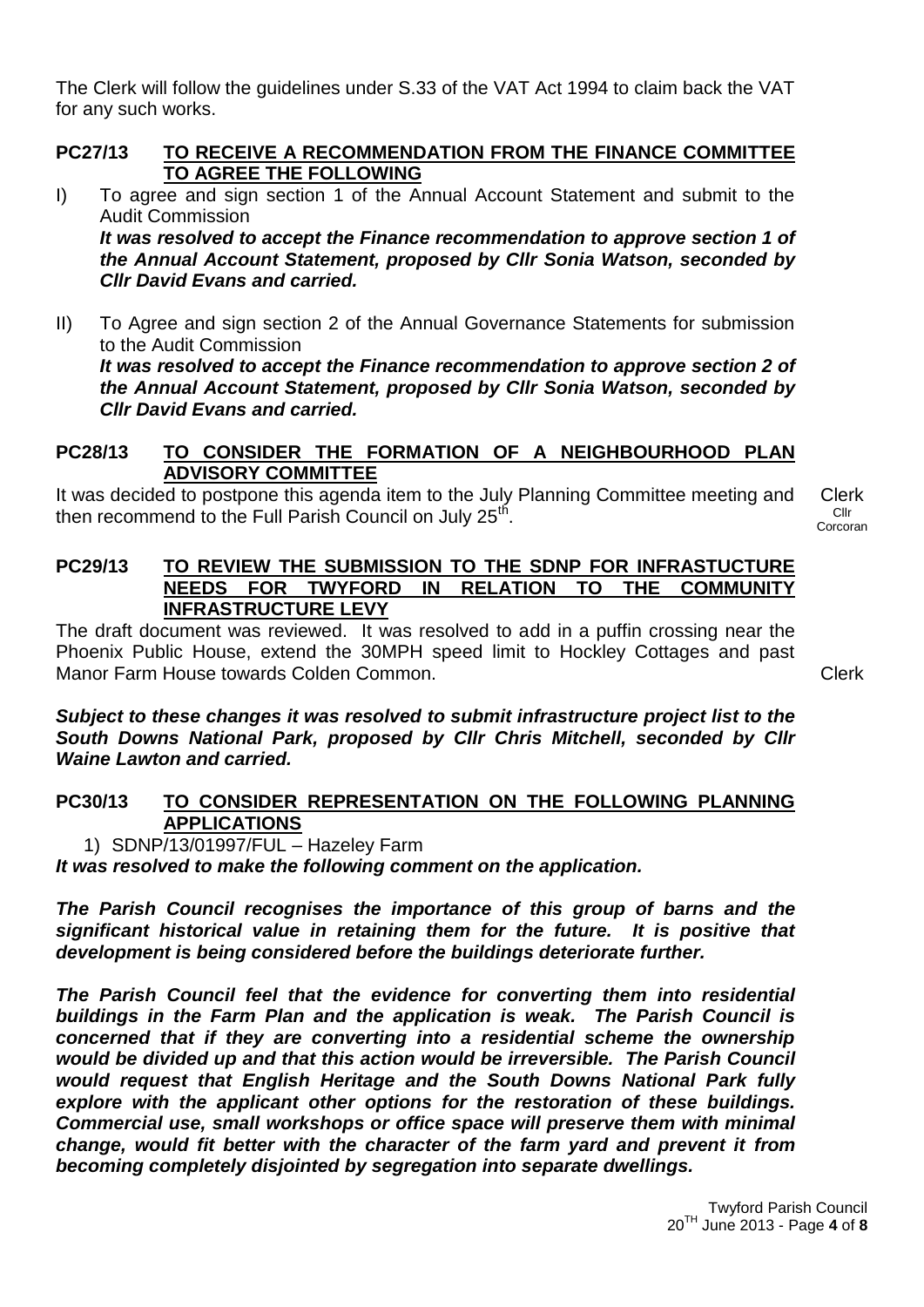The Clerk will follow the guidelines under S.33 of the VAT Act 1994 to claim back the VAT for any such works.

### PC27/13 TO RECEIVE A RECOMMENDATION FROM THE FINANCE COMMITTEE TO AGREE THE FOLLOWING

I) To agree and sign section 1 of the Annual Account Statement and submit to the Audit Commission
***It was resolved to accept the Finance recommendation to approve section 1 of the Annual Account Statement, proposed by Cllr Sonia Watson, seconded by Cllr David Evans and carried.***

II) To Agree and sign section 2 of the Annual Governance Statements for submission to the Audit Commission
***It was resolved to accept the Finance recommendation to approve section 2 of the Annual Account Statement, proposed by Cllr Sonia Watson, seconded by Cllr David Evans and carried.***

### PC28/13 TO CONSIDER THE FORMATION OF A NEIGHBOURHOOD PLAN ADVISORY COMMITTEE

It was decided to postpone this agenda item to the July Planning Committee meeting and then recommend to the Full Parish Council on July 25th. — Clerk, Cllr Corcoran

### PC29/13 TO REVIEW THE SUBMISSION TO THE SDNP FOR INFRASTUCTURE NEEDS FOR TWYFORD IN RELATION TO THE COMMUNITY INFRASTRUCTURE LEVY

The draft document was reviewed. It was resolved to add in a puffin crossing near the Phoenix Public House, extend the 30MPH speed limit to Hockley Cottages and past Manor Farm House towards Colden Common. — Clerk

***Subject to these changes it was resolved to submit infrastructure project list to the South Downs National Park, proposed by Cllr Chris Mitchell, seconded by Cllr Waine Lawton and carried.***

### PC30/13 TO CONSIDER REPRESENTATION ON THE FOLLOWING PLANNING APPLICATIONS

1) SDNP/13/01997/FUL – Hazeley Farm

***It was resolved to make the following comment on the application.***

***The Parish Council recognises the importance of this group of barns and the significant historical value in retaining them for the future. It is positive that development is being considered before the buildings deteriorate further.***

***The Parish Council feel that the evidence for converting them into residential buildings in the Farm Plan and the application is weak. The Parish Council is concerned that if they are converting into a residential scheme the ownership would be divided up and that this action would be irreversible. The Parish Council would request that English Heritage and the South Downs National Park fully explore with the applicant other options for the restoration of these buildings. Commercial use, small workshops or office space will preserve them with minimal change, would fit better with the character of the farm yard and prevent it from becoming completely disjointed by segregation into separate dwellings.***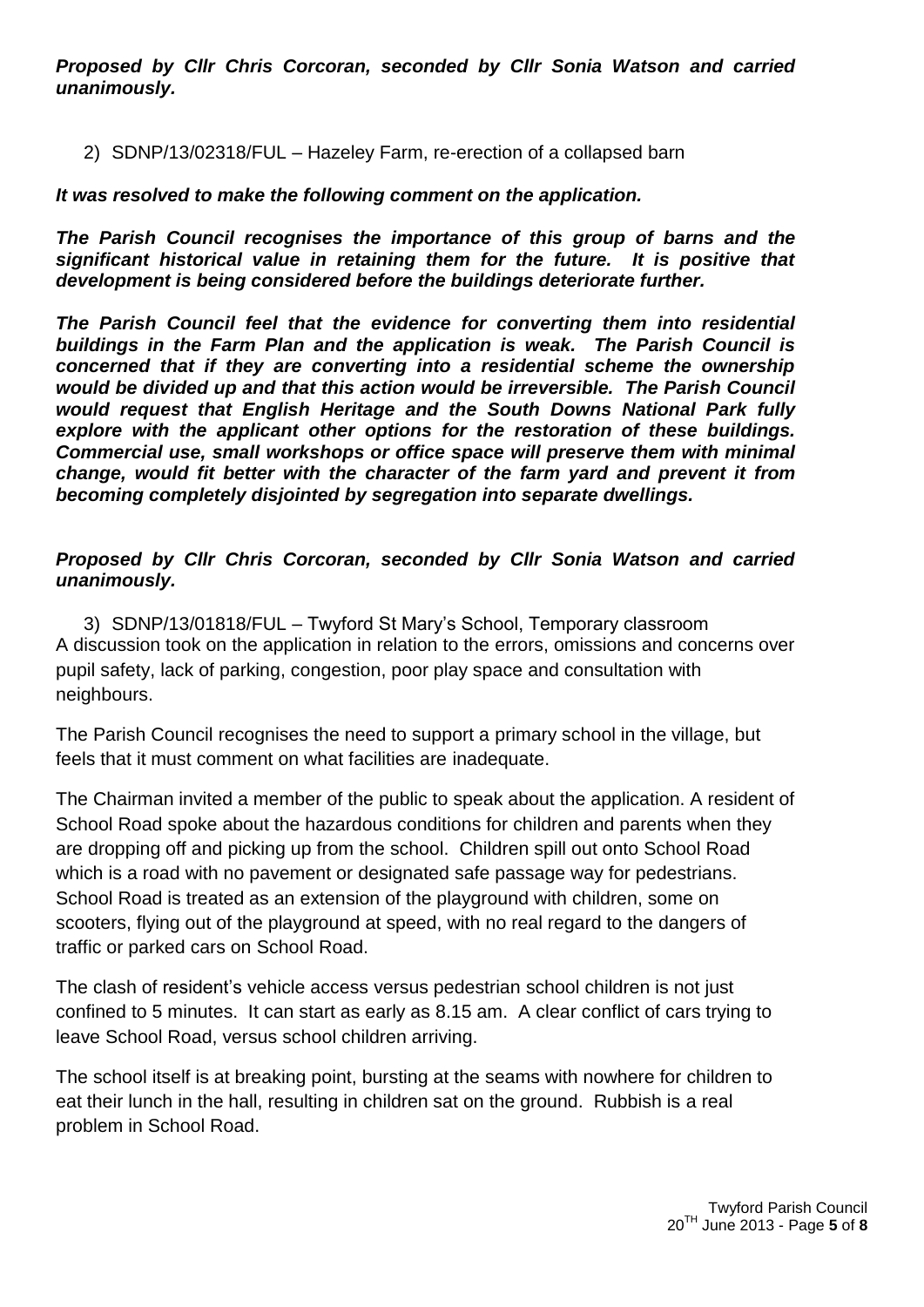***Proposed by Cllr Chris Corcoran, seconded by Cllr Sonia Watson and carried unanimously.***

2) SDNP/13/02318/FUL – Hazeley Farm, re-erection of a collapsed barn

***It was resolved to make the following comment on the application.***

***The Parish Council recognises the importance of this group of barns and the significant historical value in retaining them for the future. It is positive that development is being considered before the buildings deteriorate further.***

***The Parish Council feel that the evidence for converting them into residential buildings in the Farm Plan and the application is weak. The Parish Council is concerned that if they are converting into a residential scheme the ownership would be divided up and that this action would be irreversible. The Parish Council would request that English Heritage and the South Downs National Park fully explore with the applicant other options for the restoration of these buildings. Commercial use, small workshops or office space will preserve them with minimal change, would fit better with the character of the farm yard and prevent it from becoming completely disjointed by segregation into separate dwellings.***

***Proposed by Cllr Chris Corcoran, seconded by Cllr Sonia Watson and carried unanimously.***

3) SDNP/13/01818/FUL – Twyford St Mary's School, Temporary classroom

A discussion took on the application in relation to the errors, omissions and concerns over pupil safety, lack of parking, congestion, poor play space and consultation with neighbours.

The Parish Council recognises the need to support a primary school in the village, but feels that it must comment on what facilities are inadequate.

The Chairman invited a member of the public to speak about the application. A resident of School Road spoke about the hazardous conditions for children and parents when they are dropping off and picking up from the school. Children spill out onto School Road which is a road with no pavement or designated safe passage way for pedestrians. School Road is treated as an extension of the playground with children, some on scooters, flying out of the playground at speed, with no real regard to the dangers of traffic or parked cars on School Road.

The clash of resident's vehicle access versus pedestrian school children is not just confined to 5 minutes. It can start as early as 8.15 am. A clear conflict of cars trying to leave School Road, versus school children arriving.

The school itself is at breaking point, bursting at the seams with nowhere for children to eat their lunch in the hall, resulting in children sat on the ground. Rubbish is a real problem in School Road.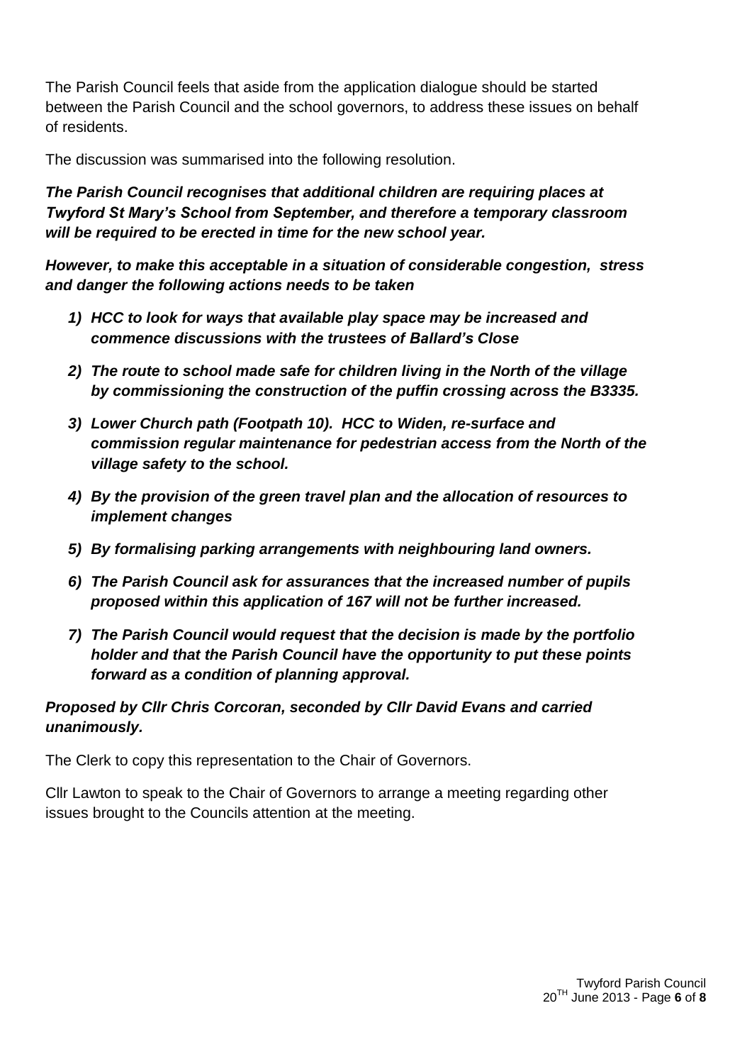The Parish Council feels that aside from the application dialogue should be started between the Parish Council and the school governors, to address these issues on behalf of residents.

The discussion was summarised into the following resolution.

***The Parish Council recognises that additional children are requiring places at Twyford St Mary's School from September, and therefore a temporary classroom will be required to be erected in time for the new school year.***

***However, to make this acceptable in a situation of considerable congestion, stress and danger the following actions needs to be taken***

1) ***HCC to look for ways that available play space may be increased and commence discussions with the trustees of Ballard's Close***
2) ***The route to school made safe for children living in the North of the village by commissioning the construction of the puffin crossing across the B3335.***
3) ***Lower Church path (Footpath 10). HCC to Widen, re-surface and commission regular maintenance for pedestrian access from the North of the village safety to the school.***
4) ***By the provision of the green travel plan and the allocation of resources to implement changes***
5) ***By formalising parking arrangements with neighbouring land owners.***
6) ***The Parish Council ask for assurances that the increased number of pupils proposed within this application of 167 will not be further increased.***
7) ***The Parish Council would request that the decision is made by the portfolio holder and that the Parish Council have the opportunity to put these points forward as a condition of planning approval.***

***Proposed by Cllr Chris Corcoran, seconded by Cllr David Evans and carried unanimously.***

The Clerk to copy this representation to the Chair of Governors.

Cllr Lawton to speak to the Chair of Governors to arrange a meeting regarding other issues brought to the Councils attention at the meeting.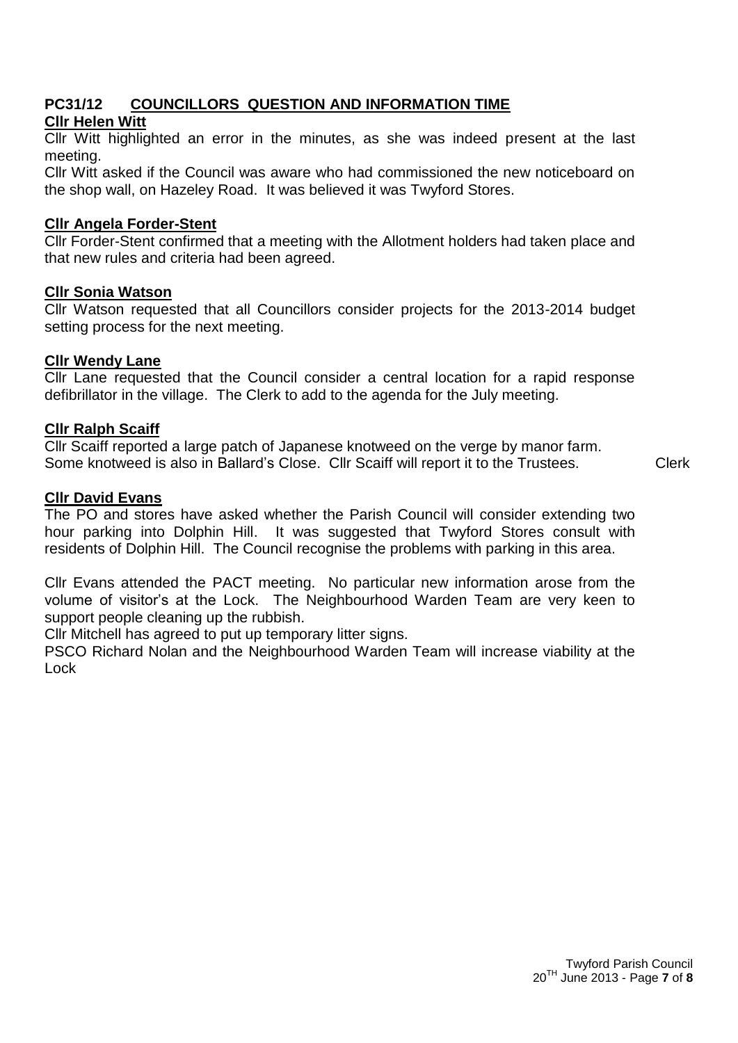## PC31/12 COUNCILLORS QUESTION AND INFORMATION TIME

**Cllr Helen Witt**

Cllr Witt highlighted an error in the minutes, as she was indeed present at the last meeting.

Cllr Witt asked if the Council was aware who had commissioned the new noticeboard on the shop wall, on Hazeley Road. It was believed it was Twyford Stores.

**Cllr Angela Forder-Stent**

Cllr Forder-Stent confirmed that a meeting with the Allotment holders had taken place and that new rules and criteria had been agreed.

**Cllr Sonia Watson**

Cllr Watson requested that all Councillors consider projects for the 2013-2014 budget setting process for the next meeting.

**Cllr Wendy Lane**

Cllr Lane requested that the Council consider a central location for a rapid response defibrillator in the village. The Clerk to add to the agenda for the July meeting.

**Cllr Ralph Scaiff**

Cllr Scaiff reported a large patch of Japanese knotweed on the verge by manor farm. Some knotweed is also in Ballard's Close. Cllr Scaiff will report it to the Trustees. Clerk

**Cllr David Evans**

The PO and stores have asked whether the Parish Council will consider extending two hour parking into Dolphin Hill. It was suggested that Twyford Stores consult with residents of Dolphin Hill. The Council recognise the problems with parking in this area.

Cllr Evans attended the PACT meeting. No particular new information arose from the volume of visitor's at the Lock. The Neighbourhood Warden Team are very keen to support people cleaning up the rubbish.

Cllr Mitchell has agreed to put up temporary litter signs.

PSCO Richard Nolan and the Neighbourhood Warden Team will increase viability at the Lock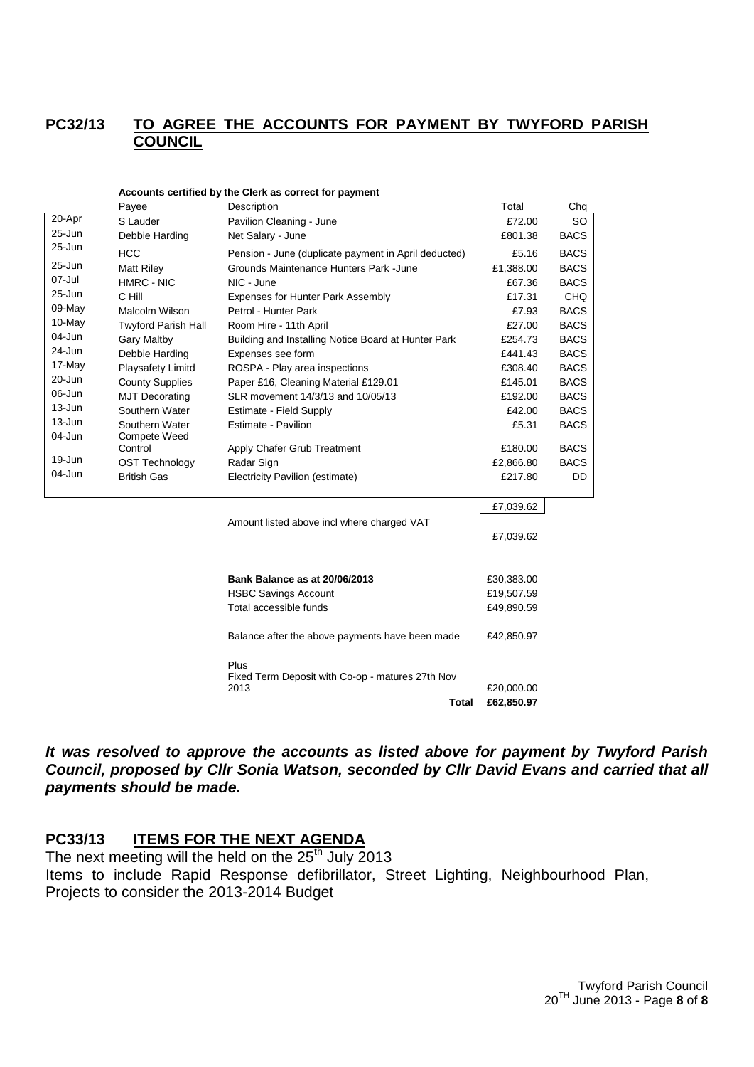## PC32/13 TO AGREE THE ACCOUNTS FOR PAYMENT BY TWYFORD PARISH COUNCIL

**Accounts certified by the Clerk as correct for payment**

| | Payee | Description | Total | Chq |
|---|---|---|---|---|
| 20-Apr | S Lauder | Pavilion Cleaning - June | £72.00 | SO |
| 25-Jun | Debbie Harding | Net Salary - June | £801.38 | BACS |
| 25-Jun | HCC | Pension - June (duplicate payment in April deducted) | £5.16 | BACS |
| 25-Jun | Matt Riley | Grounds Maintenance Hunters Park -June | £1,388.00 | BACS |
| 07-Jul | HMRC - NIC | NIC - June | £67.36 | BACS |
| 25-Jun | C Hill | Expenses for Hunter Park Assembly | £17.31 | CHQ |
| 09-May | Malcolm Wilson | Petrol - Hunter Park | £7.93 | BACS |
| 10-May | Twyford Parish Hall | Room Hire - 11th April | £27.00 | BACS |
| 04-Jun | Gary Maltby | Building and Installing Notice Board at Hunter Park | £254.73 | BACS |
| 24-Jun | Debbie Harding | Expenses see form | £441.43 | BACS |
| 17-May | Playsafety Limitd | ROSPA - Play area inspections | £308.40 | BACS |
| 20-Jun | County Supplies | Paper £16, Cleaning Material £129.01 | £145.01 | BACS |
| 06-Jun | MJT Decorating | SLR movement 14/3/13 and 10/05/13 | £192.00 | BACS |
| 13-Jun | Southern Water | Estimate - Field Supply | £42.00 | BACS |
| 13-Jun | Southern Water | Estimate - Pavilion | £5.31 | BACS |
| 04-Jun | Compete Weed Control | Apply Chafer Grub Treatment | £180.00 | BACS |
| 19-Jun | OST Technology | Radar Sign | £2,866.80 | BACS |
| 04-Jun | British Gas | Electricity Pavilion (estimate) | £217.80 | DD |
| | | | £7,039.62 | |
| | | Amount listed above incl where charged VAT | £7,039.62 | |
| | | **Bank Balance as at 20/06/2013** | £30,383.00 | |
| | | HSBC Savings Account | £19,507.59 | |
| | | Total accessible funds | £49,890.59 | |
| | | Balance after the above payments have been made | £42,850.97 | |
| | | Plus Fixed Term Deposit with Co-op - matures 27th Nov 2013 | £20,000.00 | |
| | | **Total** | **£62,850.97** | |

***It was resolved to approve the accounts as listed above for payment by Twyford Parish Council, proposed by Cllr Sonia Watson, seconded by Cllr David Evans and carried that all payments should be made.***

## PC33/13 ITEMS FOR THE NEXT AGENDA

The next meeting will the held on the 25th July 2013
Items to include Rapid Response defibrillator, Street Lighting, Neighbourhood Plan, Projects to consider the 2013-2014 Budget